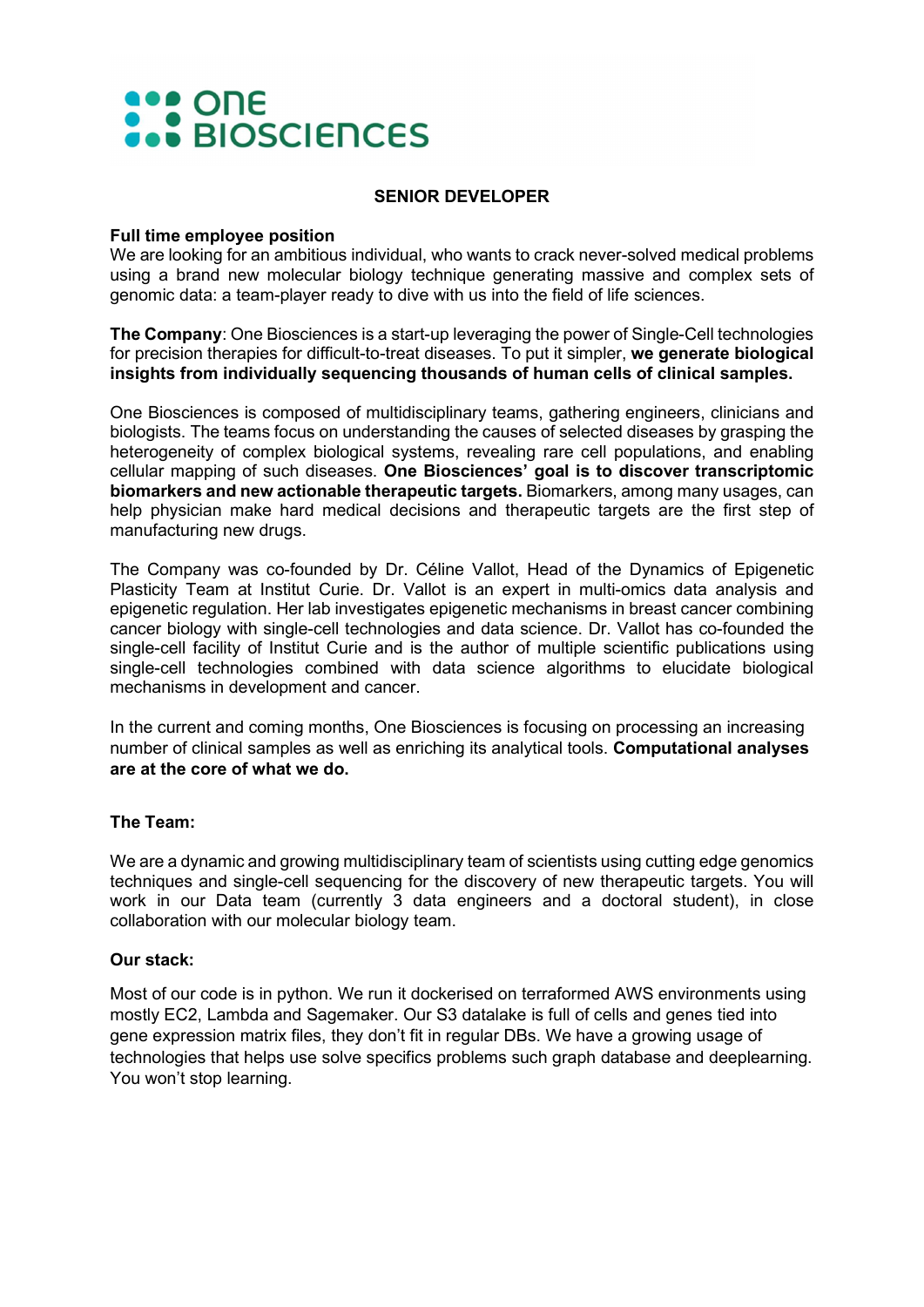# SENIOR DEVELOPER

**Full time employee position**

We are looking for an ambitious individual, who wants to crack never-solved medical problems using a brand new molecular biology technique generating massive and complex sets of genomic data: a team-player ready to dive with us into the field of life sciences.

**The Company**: One Biosciences is a start-up leveraging the power of Single-Cell technologies for precision therapies for difficult-to-treat diseases. To put it simpler, **we generate biological insights from individually sequencing thousands of human cells of clinical samples.**

One Biosciences is composed of multidisciplinary teams, gathering engineers, clinicians and biologists. The teams focus on understanding the causes of selected diseases by grasping the heterogeneity of complex biological systems, revealing rare cell populations, and enabling cellular mapping of such diseases. **One Biosciences' goal is to discover transcriptomic biomarkers and new actionable therapeutic targets.** Biomarkers, among many usages, can help physician make hard medical decisions and therapeutic targets are the first step of manufacturing new drugs.

The Company was co-founded by Dr. Céline Vallot, Head of the Dynamics of Epigenetic Plasticity Team at Institut Curie. Dr. Vallot is an expert in multi-omics data analysis and epigenetic regulation. Her lab investigates epigenetic mechanisms in breast cancer combining cancer biology with single-cell technologies and data science. Dr. Vallot has co-founded the single-cell facility of Institut Curie and is the author of multiple scientific publications using single-cell technologies combined with data science algorithms to elucidate biological mechanisms in development and cancer.

In the current and coming months, One Biosciences is focusing on processing an increasing number of clinical samples as well as enriching its analytical tools. **Computational analyses are at the core of what we do.**

**The Team:**

We are a dynamic and growing multidisciplinary team of scientists using cutting edge genomics techniques and single-cell sequencing for the discovery of new therapeutic targets. You will work in our Data team (currently 3 data engineers and a doctoral student), in close collaboration with our molecular biology team.

**Our stack:**

Most of our code is in python. We run it dockerised on terraformed AWS environments using mostly EC2, Lambda and Sagemaker. Our S3 datalake is full of cells and genes tied into gene expression matrix files, they don't fit in regular DBs. We have a growing usage of technologies that helps use solve specifics problems such graph database and deeplearning. You won't stop learning.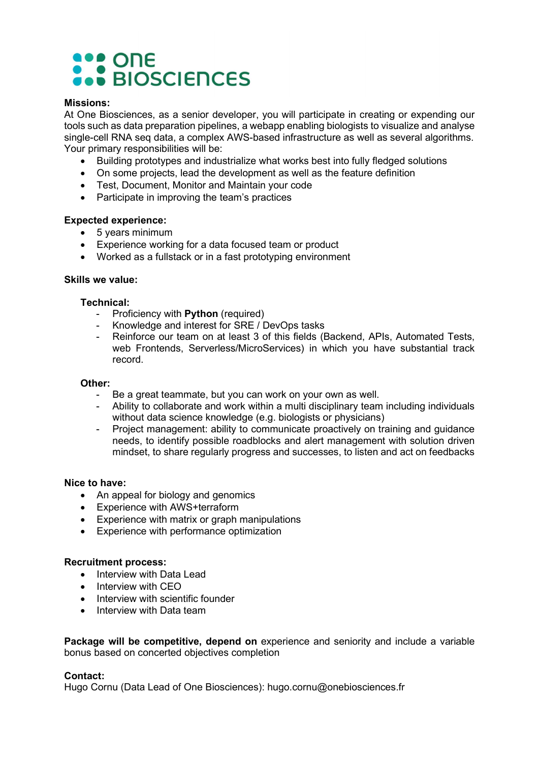**ONE BIOSCIENCES**

**Missions:**

At One Biosciences, as a senior developer, you will participate in creating or expending our tools such as data preparation pipelines, a webapp enabling biologists to visualize and analyse single-cell RNA seq data, a complex AWS-based infrastructure as well as several algorithms. Your primary responsibilities will be:

- Building prototypes and industrialize what works best into fully fledged solutions
- On some projects, lead the development as well as the feature definition
- Test, Document, Monitor and Maintain your code
- Participate in improving the team's practices

**Expected experience:**

- 5 years minimum
- Experience working for a data focused team or product
- Worked as a fullstack or in a fast prototyping environment

**Skills we value:**

**Technical:**

- Proficiency with **Python** (required)
- Knowledge and interest for SRE / DevOps tasks
- Reinforce our team on at least 3 of this fields (Backend, APIs, Automated Tests, web Frontends, Serverless/MicroServices) in which you have substantial track record.

**Other:**

- Be a great teammate, but you can work on your own as well.
- Ability to collaborate and work within a multi disciplinary team including individuals without data science knowledge (e.g. biologists or physicians)
- Project management: ability to communicate proactively on training and guidance needs, to identify possible roadblocks and alert management with solution driven mindset, to share regularly progress and successes, to listen and act on feedbacks

**Nice to have:**

- An appeal for biology and genomics
- Experience with AWS+terraform
- Experience with matrix or graph manipulations
- Experience with performance optimization

**Recruitment process:**

- Interview with Data Lead
- Interview with CEO
- Interview with scientific founder
- Interview with Data team

**Package will be competitive, depend on** experience and seniority and include a variable bonus based on concerted objectives completion

**Contact:**

Hugo Cornu (Data Lead of One Biosciences): hugo.cornu@onebiosciences.fr